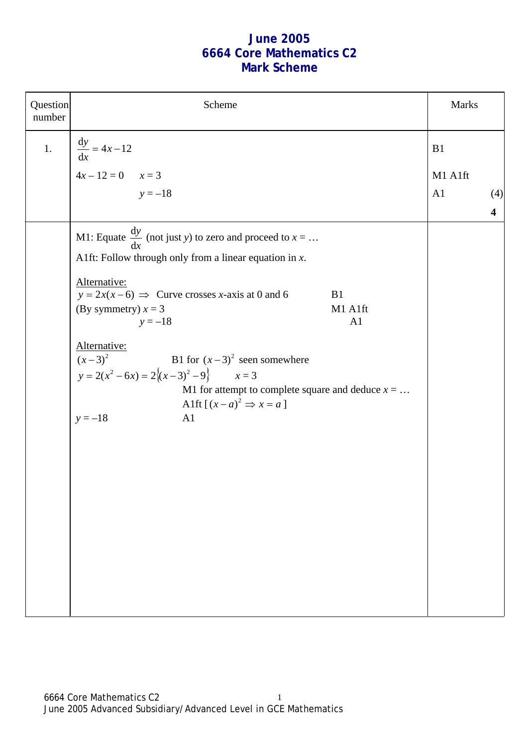# June 2005
# 6664 Core Mathematics C2
# Mark Scheme

| Question number | Scheme | Marks |
|---|---|---|
| 1. | $\frac{dy}{dx} = 4x - 12$ | B1 |
| | $4x - 12 = 0 \quad x = 3$ | M1 A1ft |
| | $y = -18$ | A1 (4) |
| | | **4** |

M1: Equate $\frac{dy}{dx}$ (not just $y$) to zero and proceed to $x = \ldots$

A1ft: Follow through only from a linear equation in $x$.

Alternative:

$y = 2x(x-6) \Rightarrow$ Curve crosses $x$-axis at 0 and 6 — B1

(By symmetry) $x = 3$ — M1 A1ft

$y = -18$ — A1

Alternative:

$(x-3)^2$ — B1 for $(x-3)^2$ seen somewhere

$y = 2(x^2 - 6x) = 2\{(x-3)^2 - 9\} \quad x = 3$

M1 for attempt to complete square and deduce $x = \ldots$

A1ft [ $(x-a)^2 \Rightarrow x = a$ ]

$y = -18$ — A1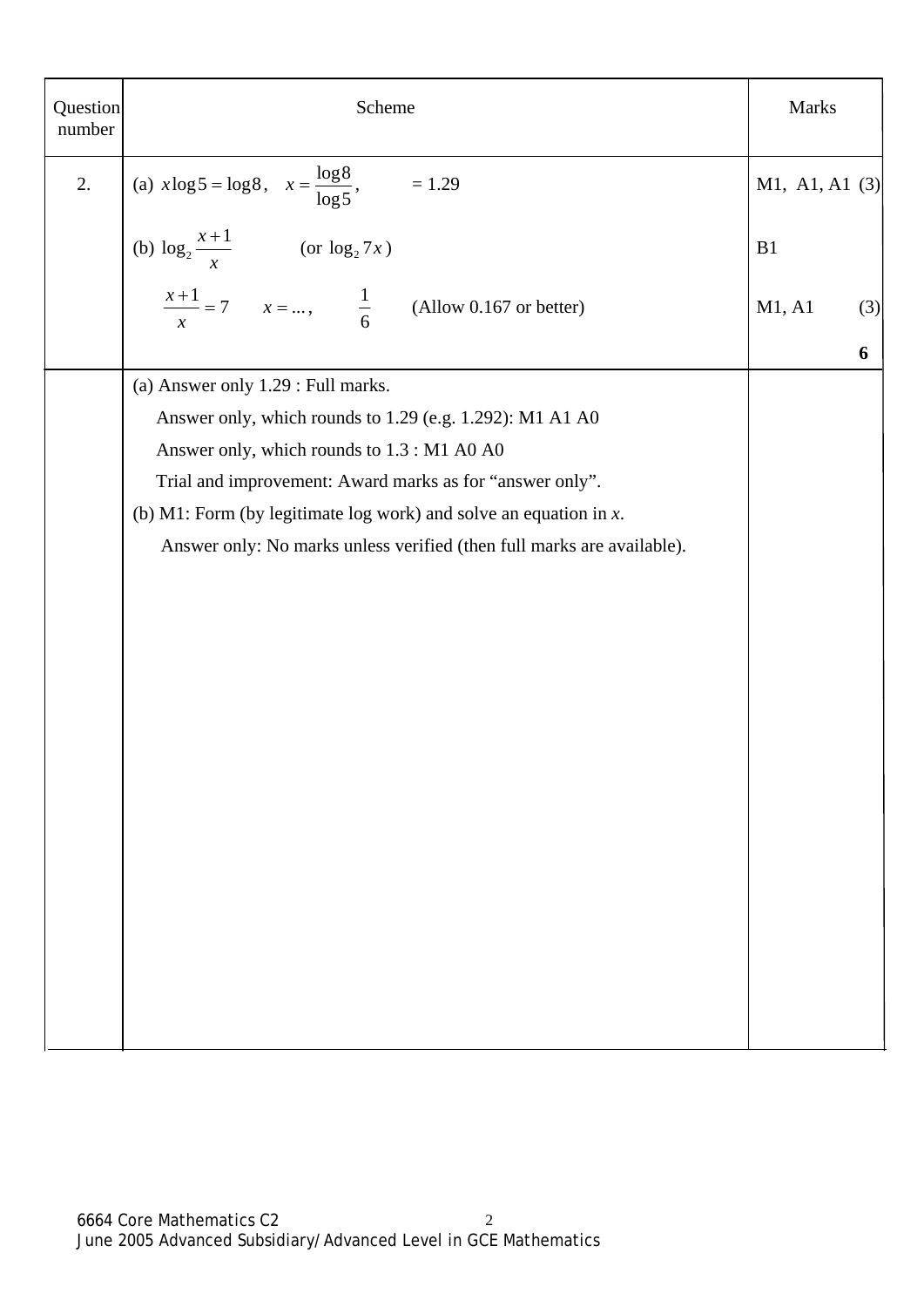| Question number | Scheme | Marks |
|---|---|---|
| 2. | (a) $x\log 5 = \log 8$, $x = \dfrac{\log 8}{\log 5}$, $= 1.29$ | M1, A1, A1 (3) |
| | (b) $\log_2 \dfrac{x+1}{x}$ (or $\log_2 7x$) | B1 |
| | $\dfrac{x+1}{x} = 7$ $x = ...,$ $\dfrac{1}{6}$ (Allow 0.167 or better) | M1, A1 (3) |
| | | **6** |
| | (a) Answer only 1.29 : Full marks.<br>Answer only, which rounds to 1.29 (e.g. 1.292): M1 A1 A0<br>Answer only, which rounds to 1.3 : M1 A0 A0<br>Trial and improvement: Award marks as for "answer only".<br>(b) M1: Form (by legitimate log work) and solve an equation in *x*.<br>Answer only: No marks unless verified (then full marks are available). | |

6664 Core Mathematics C2
June 2005 Advanced Subsidiary/Advanced Level in GCE Mathematics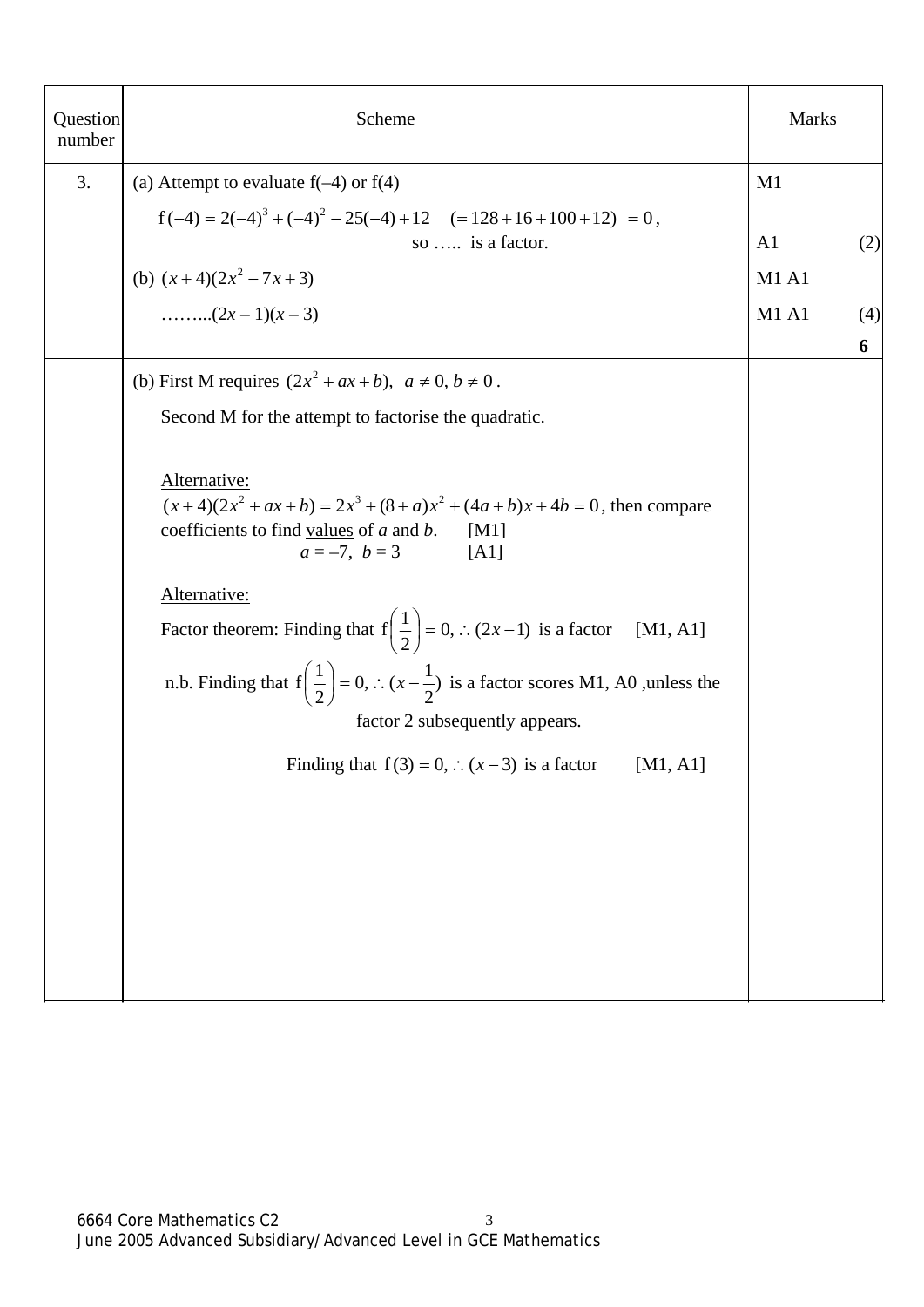| Question number | Scheme | Marks | |
|---|---|---|---|
| 3. | (a) Attempt to evaluate f(–4) or f(4) | M1 | |
| | $\text{f}(-4) = 2(-4)^3 + (-4)^2 - 25(-4) + 12 \quad (= 128 + 16 + 100 + 12) \ = 0$, so ….. is a factor. | A1 | (2) |
| | (b) $(x+4)(2x^2 - 7x + 3)$ | M1 A1 | |
| | ……..$(2x - 1)(x - 3)$ | M1 A1 | (4) |
| | | | **6** |
| | (b) First M requires $(2x^2 + ax + b),\ \ a \neq 0, b \neq 0$.<br><br>Second M for the attempt to factorise the quadratic.<br><br><u>Alternative:</u><br>$(x+4)(2x^2 + ax + b) = 2x^3 + (8+a)x^2 + (4a+b)x + 4b = 0$, then compare coefficients to find <u>values</u> of $a$ and $b$. [M1]<br>$a = -7,\ b = 3$ [A1]<br><br><u>Alternative:</u><br>Factor theorem: Finding that $\text{f}\left(\frac{1}{2}\right) = 0, \therefore (2x-1)$ is a factor [M1, A1]<br><br>n.b. Finding that $\text{f}\left(\frac{1}{2}\right) = 0, \therefore (x - \frac{1}{2})$ is a factor scores M1, A0 ,unless the factor 2 subsequently appears.<br><br>Finding that $\text{f}(3) = 0, \therefore (x-3)$ is a factor [M1, A1] | | |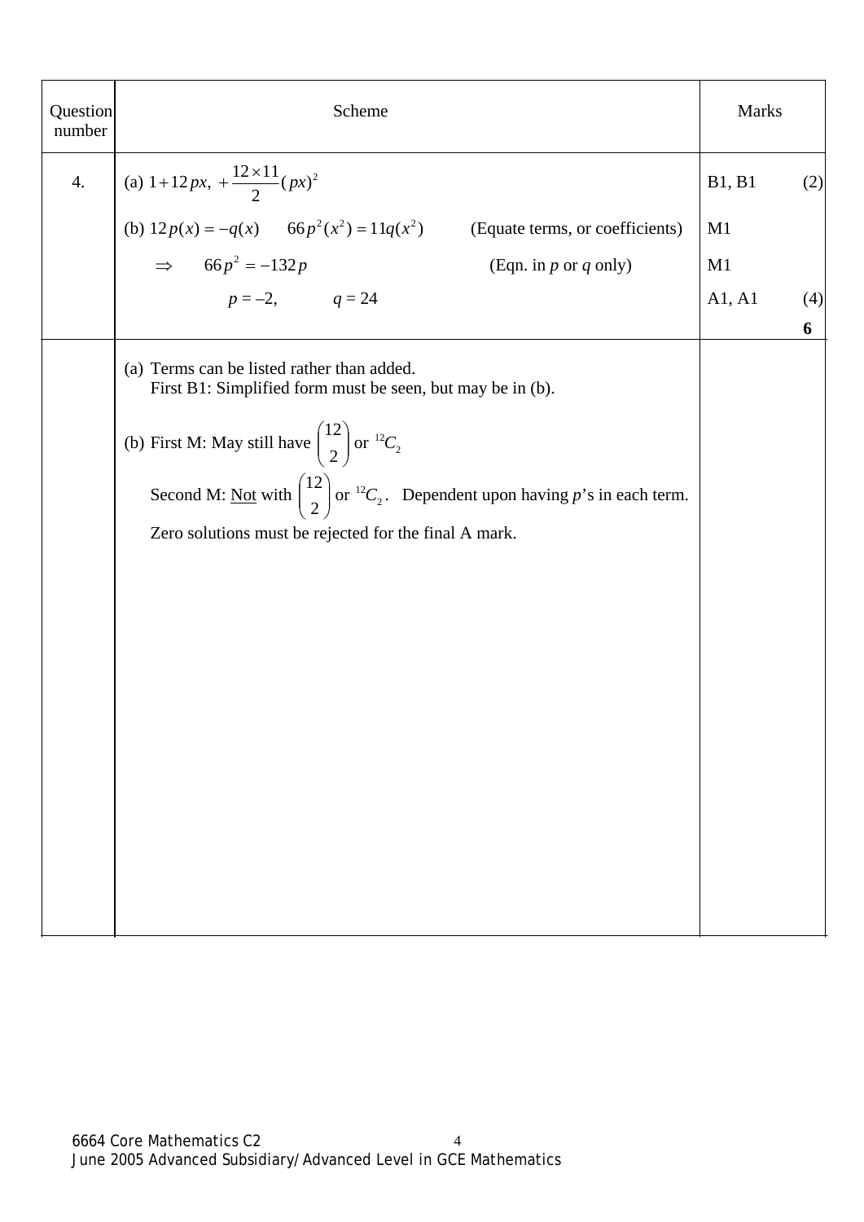| Question number | Scheme | Marks | |
|---|---|---|---|
| 4. | (a) $1 + 12px,\ + \frac{12 \times 11}{2}(px)^2$ | B1, B1 | (2) |
| | (b) $12p(x) = -q(x)$ $\quad 66p^2(x^2) = 11q(x^2)$ $\quad$ (Equate terms, or coefficients) | M1 | |
| | $\Rightarrow \quad 66p^2 = -132p$ $\quad$ (Eqn. in $p$ or $q$ only) | M1 | |
| | $p = -2, \quad q = 24$ | A1, A1 | (4) |
| | | | **6** |
| | (a) Terms can be listed rather than added.<br>First B1: Simplified form must be seen, but may be in (b).<br><br>(b) First M: May still have $\binom{12}{2}$ or ${}^{12}C_2$<br>Second M: <u>Not</u> with $\binom{12}{2}$ or ${}^{12}C_2$. Dependent upon having $p$'s in each term.<br>Zero solutions must be rejected for the final A mark. | | |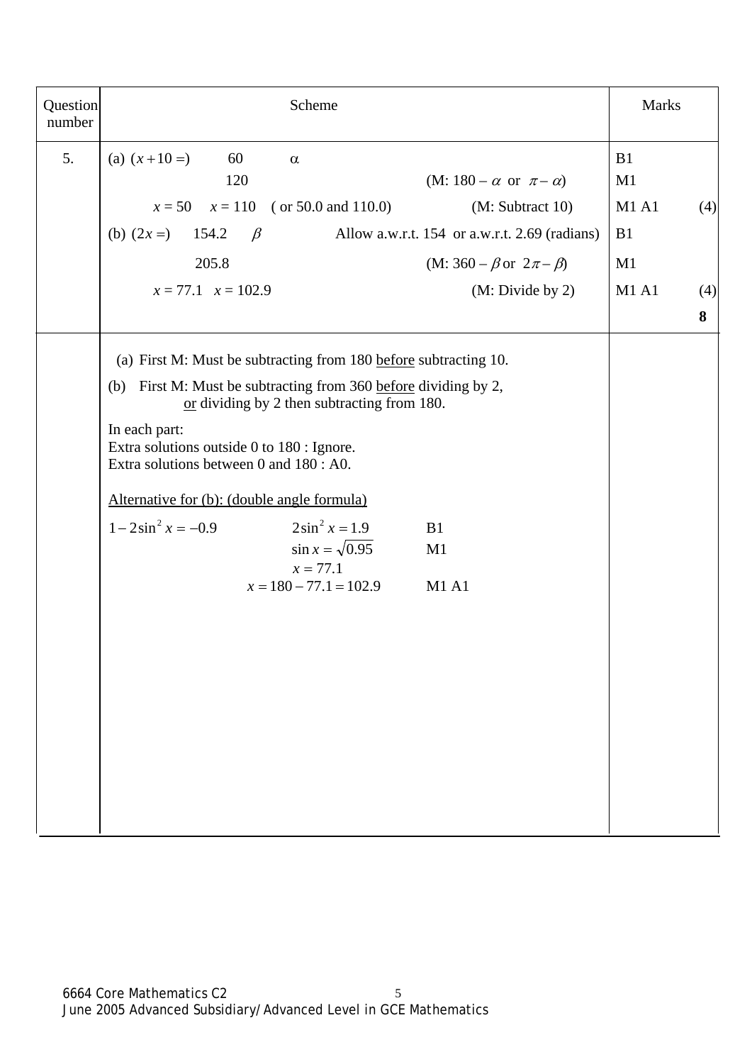| Question number | Scheme | Marks |
|---|---|---|
| 5. | (a) $(x+10=)$ 60 $\alpha$ | B1 |
| | 120 (M: $180 - \alpha$ or $\pi - \alpha$) | M1 |
| | $x = 50$ $x = 110$ ( or 50.0 and 110.0) (M: Subtract 10) | M1 A1 (4) |
| | (b) $(2x=)$ 154.2 $\beta$ Allow a.w.r.t. 154 or a.w.r.t. 2.69 (radians) | B1 |
| | 205.8 (M: $360 - \beta$ or $2\pi - \beta$) | M1 |
| | $x = 77.1$ $x = 102.9$ (M: Divide by 2) | M1 A1 (4) |
| | | **8** |

(a) First M: Must be subtracting from 180 <u>before</u> subtracting 10.

(b) First M: Must be subtracting from 360 <u>before</u> dividing by 2, <u>or</u> dividing by 2 then subtracting from 180.

In each part:
Extra solutions outside 0 to 180 : Ignore.
Extra solutions between 0 and 180 : A0.

<u>Alternative for (b): (double angle formula)</u>

| | | |
|---|---|---|
| $1 - 2\sin^2 x = -0.9$ | $2\sin^2 x = 1.9$ | B1 |
| | $\sin x = \sqrt{0.95}$ | M1 |
| | $x = 77.1$ | |
| | $x = 180 - 77.1 = 102.9$ | M1 A1 |

6664 Core Mathematics C2
June 2005 Advanced Subsidiary/Advanced Level in GCE Mathematics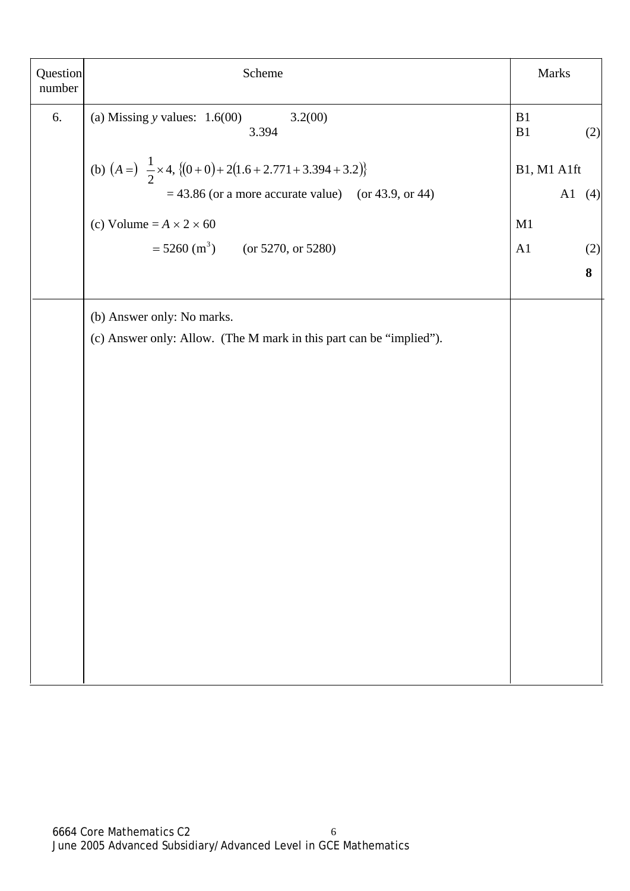| Question number | Scheme | Marks |
| --- | --- | --- |
| 6. | (a) Missing $y$ values: 1.6(00) &nbsp;&nbsp;&nbsp; 3.2(00) <br> 3.394 | B1 <br> B1 &nbsp;&nbsp;&nbsp; (2) |
| | (b) $(A =)\ \frac{1}{2} \times 4,\ \{(0+0)+2(1.6+2.771+3.394+3.2)\}$ | B1, M1 A1ft |
| | $= 43.86$ (or a more accurate value) &nbsp;&nbsp;&nbsp; (or 43.9, or 44) | A1 &nbsp;&nbsp;&nbsp; (4) |
| | (c) Volume $= A \times 2 \times 60$ | M1 |
| | $= 5260\ (\text{m}^3)$ &nbsp;&nbsp;&nbsp; (or 5270, or 5280) | A1 &nbsp;&nbsp;&nbsp; (2) |
| | | **8** |
| | (b) Answer only: No marks. <br> (c) Answer only: Allow. (The M mark in this part can be "implied"). | |

6664 Core Mathematics C2
June 2005 Advanced Subsidiary/Advanced Level in GCE Mathematics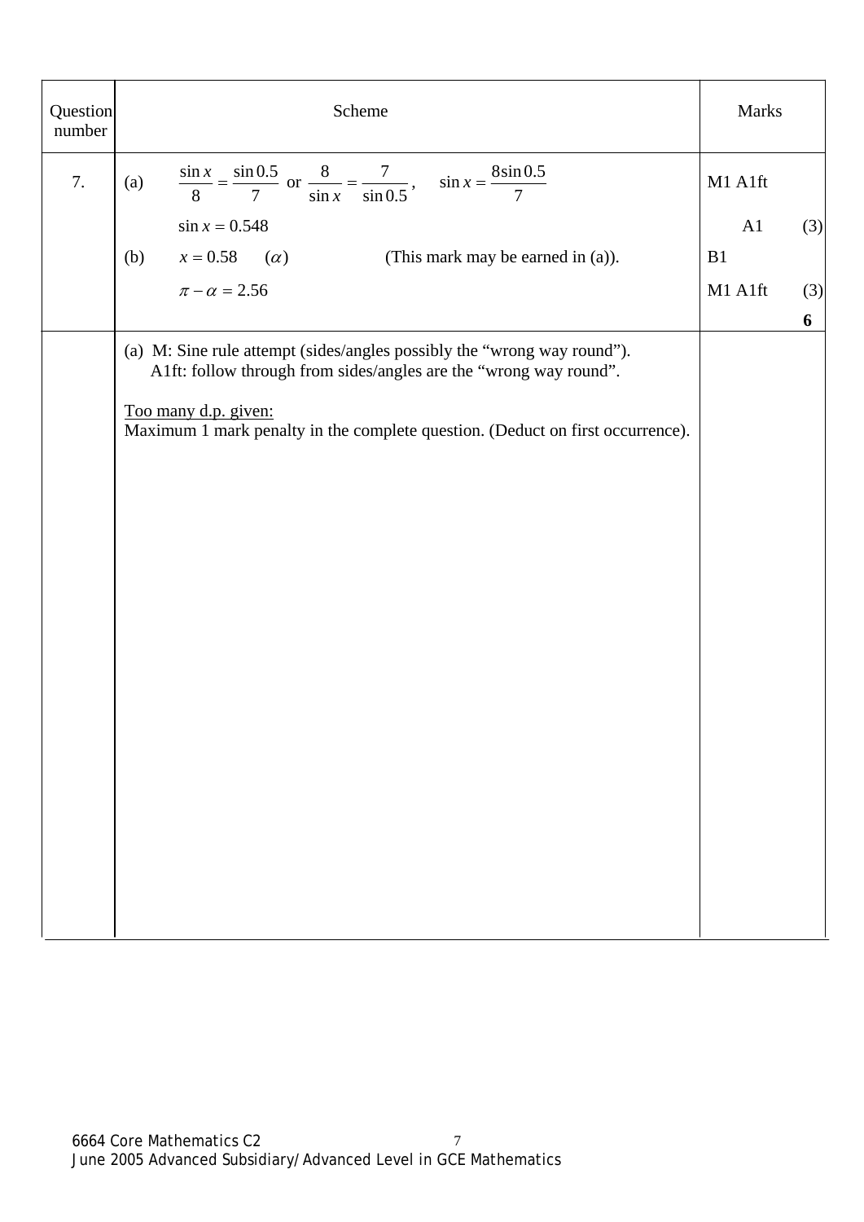| Question number | Scheme | Marks | |
|---|---|---|---|
| 7. | (a) $\frac{\sin x}{8} = \frac{\sin 0.5}{7}$ or $\frac{8}{\sin x} = \frac{7}{\sin 0.5}$, $\sin x = \frac{8 \sin 0.5}{7}$ | M1 A1ft | |
| | $\sin x = 0.548$ | A1 | (3) |
| | (b) $x = 0.58$ $(\alpha)$ (This mark may be earned in (a)). | B1 | |
| | $\pi - \alpha = 2.56$ | M1 A1ft | (3) |
| | | | **6** |
| | (a) M: Sine rule attempt (sides/angles possibly the "wrong way round"). A1ft: follow through from sides/angles are the "wrong way round". <br><br> Too many d.p. given: <br> Maximum 1 mark penalty in the complete question. (Deduct on first occurrence). | | |

6664 Core Mathematics C2
June 2005 Advanced Subsidiary/Advanced Level in GCE Mathematics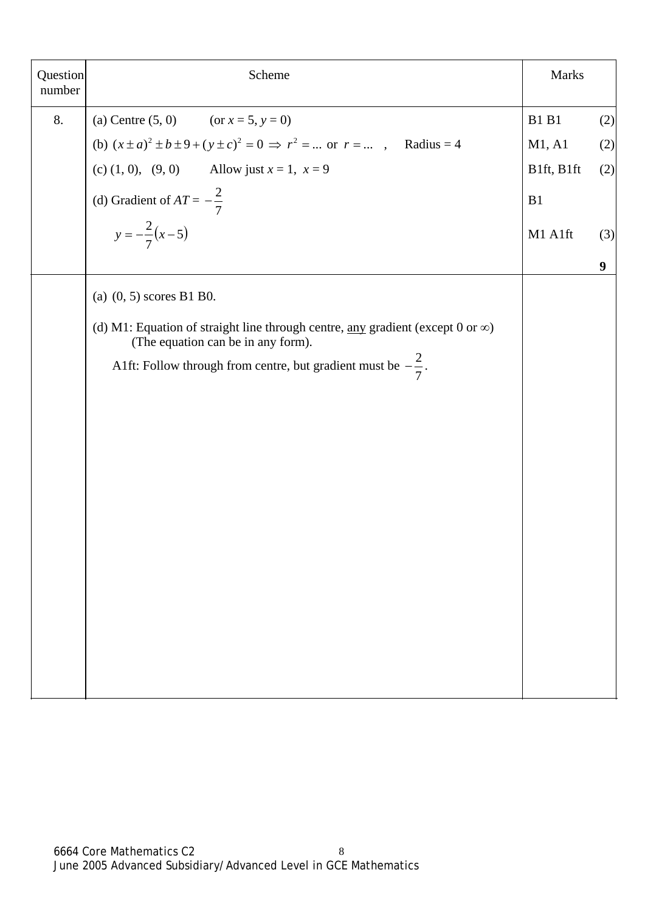| Question number | Scheme | Marks | |
|---|---|---|---|
| 8. | (a) Centre (5, 0) (or $x = 5$, $y = 0$) | B1 B1 | (2) |
| | (b) $(x \pm a)^2 \pm b \pm 9 + (y \pm c)^2 = 0 \Rightarrow r^2 = \ldots$ or $r = \ldots$ , Radius = 4 | M1, A1 | (2) |
| | (c) (1, 0), (9, 0) Allow just $x = 1$, $x = 9$ | B1ft, B1ft | (2) |
| | (d) Gradient of $AT = -\frac{2}{7}$ | B1 | |
| | $y = -\frac{2}{7}(x - 5)$ | M1 A1ft | (3) |
| | | | **9** |
| | (a) (0, 5) scores B1 B0.<br><br>(d) M1: Equation of straight line through centre, <u>any</u> gradient (except 0 or $\infty$) (The equation can be in any form).<br><br>A1ft: Follow through from centre, but gradient must be $-\frac{2}{7}$. | | |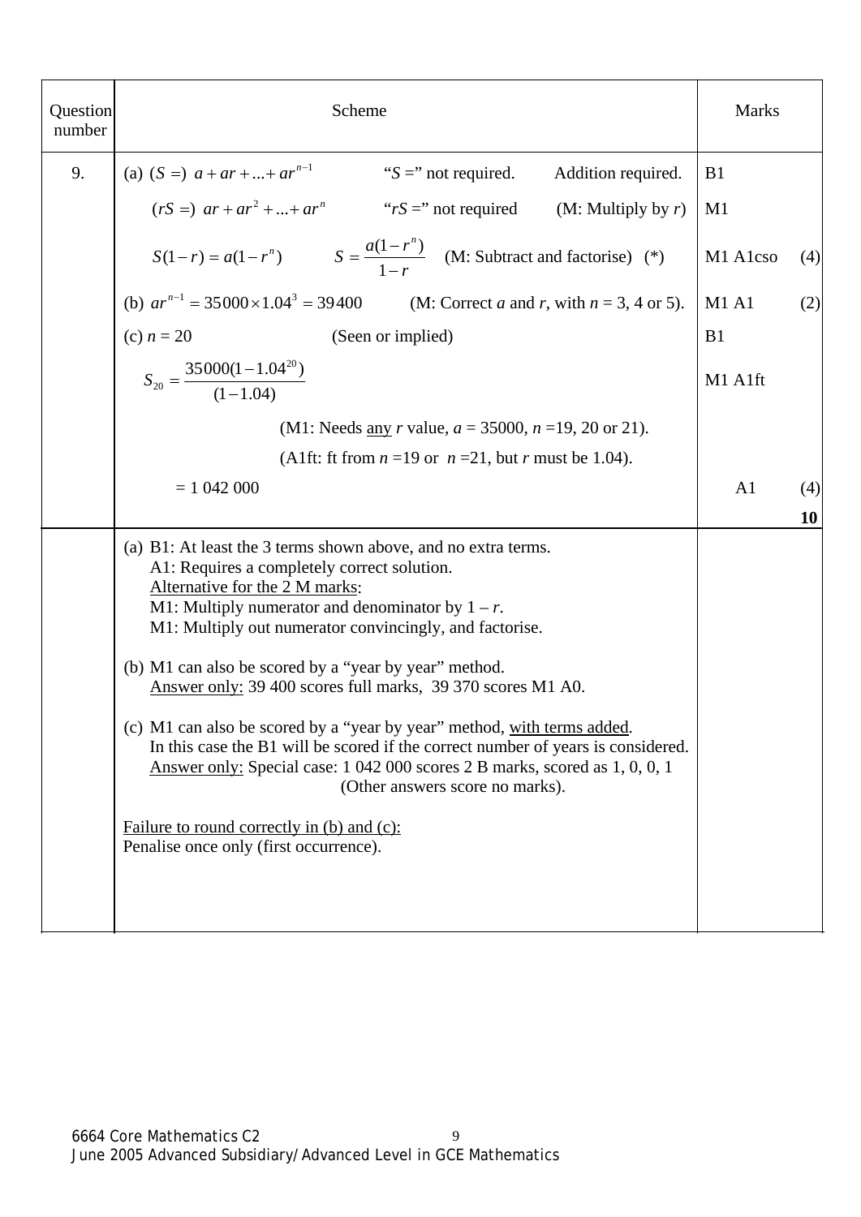| Question number | Scheme | Marks | |
|---|---|---|---|
| 9. | (a) $(S =)\ a + ar + ... + ar^{n-1}$ "$S$ =" not required. Addition required. | B1 | |
| | $(rS =)\ ar + ar^2 + ... + ar^n$ "$rS$ =" not required (M: Multiply by $r$) | M1 | |
| | $S(1-r) = a(1-r^n)$ $S = \dfrac{a(1-r^n)}{1-r}$ (M: Subtract and factorise) (*) | M1 A1cso | (4) |
| | (b) $ar^{n-1} = 35000 \times 1.04^3 = 39400$ (M: Correct $a$ and $r$, with $n$ = 3, 4 or 5). | M1 A1 | (2) |
| | (c) $n = 20$ (Seen or implied) | B1 | |
| | $S_{20} = \dfrac{35000(1-1.04^{20})}{(1-1.04)}$ | M1 A1ft | |
| | (M1: Needs <u>any</u> $r$ value, $a$ = 35000, $n$ =19, 20 or 21). | | |
| | (A1ft: ft from $n$ =19 or $n$ =21, but $r$ must be 1.04). | | |
| | = 1 042 000 | A1 | (4) |
| | | | **10** |
| | (a) B1: At least the 3 terms shown above, and no extra terms.<br>A1: Requires a completely correct solution.<br><u>Alternative for the 2 M marks</u>:<br>M1: Multiply numerator and denominator by $1 - r$.<br>M1: Multiply out numerator convincingly, and factorise.<br><br>(b) M1 can also be scored by a "year by year" method.<br><u>Answer only:</u> 39 400 scores full marks, 39 370 scores M1 A0.<br><br>(c) M1 can also be scored by a "year by year" method, <u>with terms added</u>.<br>In this case the B1 will be scored if the correct number of years is considered.<br><u>Answer only:</u> Special case: 1 042 000 scores 2 B marks, scored as 1, 0, 0, 1<br>(Other answers score no marks).<br><br><u>Failure to round correctly in (b) and (c):</u><br>Penalise once only (first occurrence). | | |

6664 Core Mathematics C2
June 2005 Advanced Subsidiary/Advanced Level in GCE Mathematics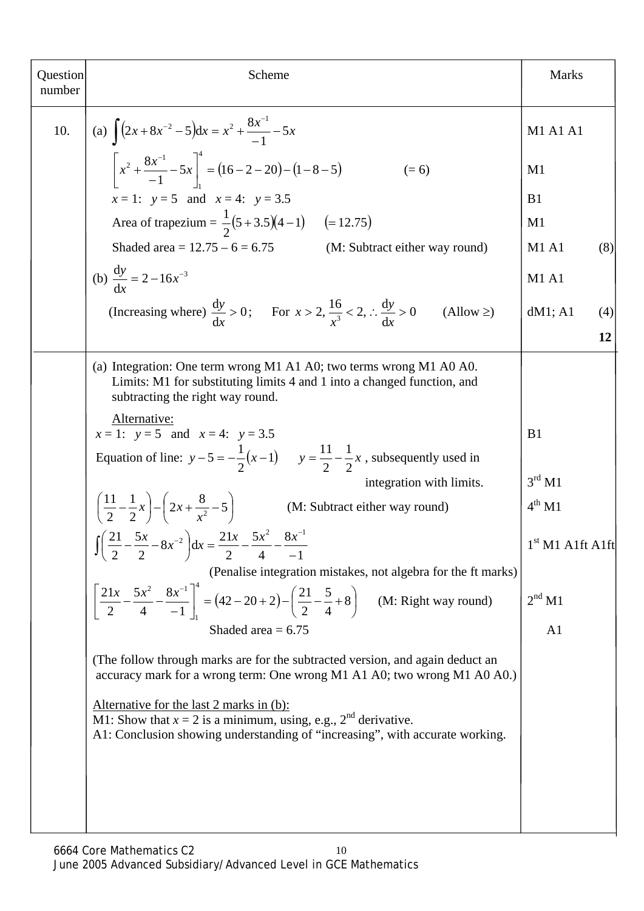| Question number | Scheme | Marks |
|---|---|---|
| 10. | (a) $\int (2x + 8x^{-2} - 5)\,dx = x^2 + \frac{8x^{-1}}{-1} - 5x$ | M1 A1 A1 |
| | $\left[x^2 + \frac{8x^{-1}}{-1} - 5x\right]_1^4 = (16 - 2 - 20) - (1 - 8 - 5)$ (= 6) | M1 |
| | $x = 1$: $y = 5$ and $x = 4$: $y = 3.5$ | B1 |
| | Area of trapezium = $\frac{1}{2}(5 + 3.5)(4 - 1)$ $(= 12.75)$ | M1 |
| | Shaded area = 12.75 – 6 = 6.75 (M: Subtract either way round) | M1 A1 (8) |
| | (b) $\frac{dy}{dx} = 2 - 16x^{-3}$ | M1 A1 |
| | (Increasing where) $\frac{dy}{dx} > 0$; For $x > 2$, $\frac{16}{x^3} < 2$, $\therefore \frac{dy}{dx} > 0$ (Allow ≥) | dM1; A1 (4) |
| | | **12** |
| | (a) Integration: One term wrong M1 A1 A0; two terms wrong M1 A0 A0. Limits: M1 for substituting limits 4 and 1 into a changed function, and subtracting the right way round. | |
| | Alternative: | |
| | $x = 1$: $y = 5$ and $x = 4$: $y = 3.5$ | B1 |
| | Equation of line: $y - 5 = -\frac{1}{2}(x - 1)$ $y = \frac{11}{2} - \frac{1}{2}x$, subsequently used in integration with limits. | 3rd M1 |
| | $\left(\frac{11}{2} - \frac{1}{2}x\right) - \left(2x + \frac{8}{x^2} - 5\right)$ (M: Subtract either way round) | 4th M1 |
| | $\int \left(\frac{21}{2} - \frac{5x}{2} - 8x^{-2}\right) dx = \frac{21x}{2} - \frac{5x^2}{4} - \frac{8x^{-1}}{-1}$ | 1st M1 A1ft A1ft |
| | (Penalise integration mistakes, not algebra for the ft marks) | |
| | $\left[\frac{21x}{2} - \frac{5x^2}{4} - \frac{8x^{-1}}{-1}\right]_1^4 = (42 - 20 + 2) - \left(\frac{21}{2} - \frac{5}{4} + 8\right)$ (M: Right way round) | 2nd M1 |
| | Shaded area = 6.75 | A1 |
| | (The follow through marks are for the subtracted version, and again deduct an accuracy mark for a wrong term: One wrong M1 A1 A0; two wrong M1 A0 A0.) | |
| | Alternative for the last 2 marks in (b): M1: Show that $x = 2$ is a minimum, using, e.g., 2nd derivative. A1: Conclusion showing understanding of "increasing", with accurate working. | |